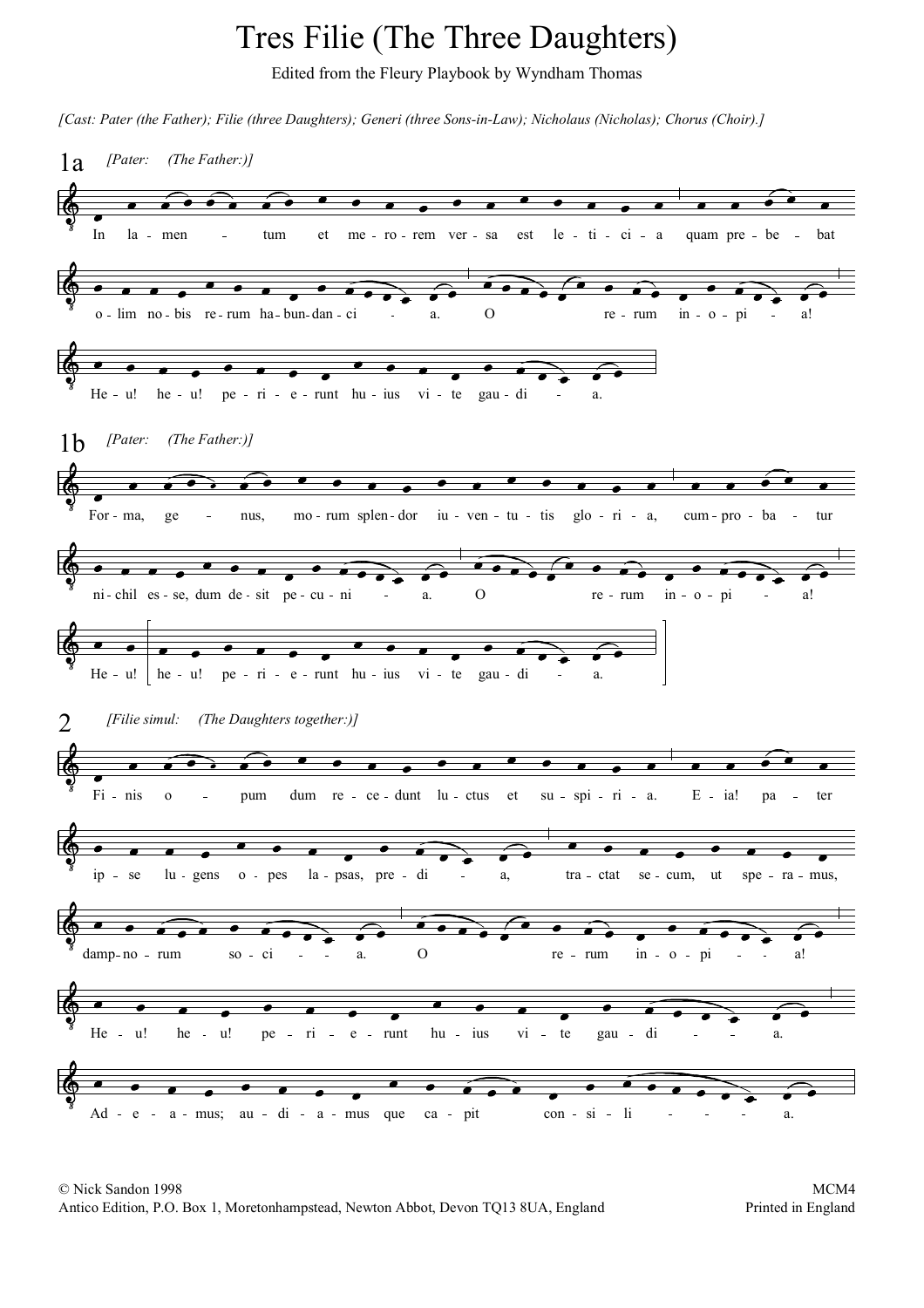# Tres Filie (The Three Daughters)

Edited from the Fleury Playbook by Wyndham Thomas

*[Cast: Pater (the Father); Filie (three Daughters); Generi (three Sons-in-Law); Nicholaus (Nicholas); Chorus (Choir).]*

## 1a

*[Pater: (The Father:)]*

In la - men - tum et me - ro - rem ver - sa est le - ti - ci - a quam pre - be - bat o - lim no - bis re - rum ha - bun - dan - ci - a. O re - rum in - o - pi - a! He - u! he - u! pe - ri - e - runt hu - ius vi - te gau - di - a.

## 1b

*[Pater: (The Father:)]*

For - ma, ge - nus, mo - rum splen - dor iu - ven - tu - tis glo - ri - a, cum - pro - ba - tur ni - chil es - se, dum de - sit pe - cu - ni - a. O re - rum in - o - pi - a! He - u! he - u! pe - ri - e - runt hu - ius vi - te gau - di - a.

## 2

*[Filie simul: (The Daughters together:)]*

Fi - nis o - pum dum re - ce - dunt lu - ctus et su - spi - ri - a. E - ia! pa - ter ip - se lu - gens o - pes la - psas, pre - di - a, tra - ctat se - cum, ut spe - ra - mus, damp - no - rum so - ci - a. O re - rum in - o - pi - a! He - u! he - u! pe - ri - e - runt hu - ius vi - te gau - di - a. Ad - e - a - mus; au - di - a - mus que ca - pit con - si - li - a.

© Nick Sandon 1998
Antico Edition, P.O. Box 1, Moretonhampstead, Newton Abbot, Devon TQ13 8UA, England

MCM4
Printed in England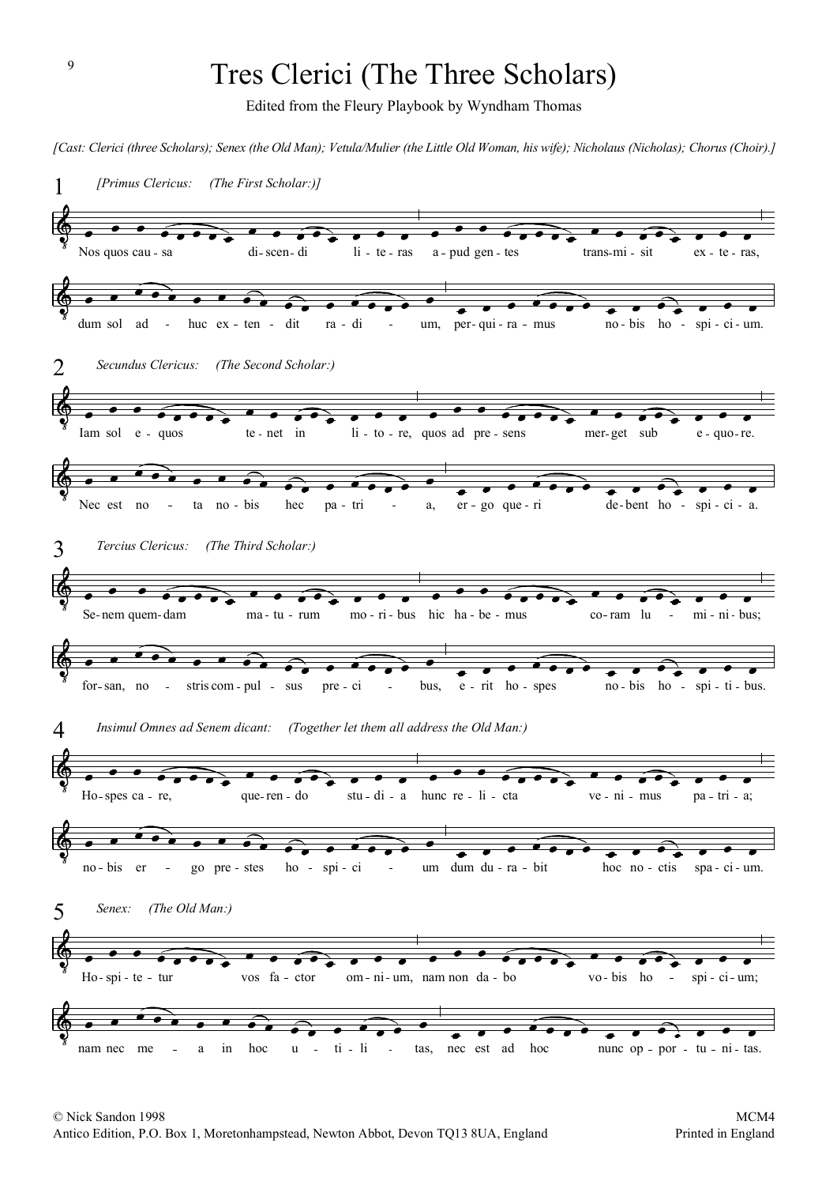# Tres Clerici (The Three Scholars)

Edited from the Fleury Playbook by Wyndham Thomas

*[Cast: Clerici (three Scholars); Senex (the Old Man); Vetula/Mulier (the Little Old Woman, his wife); Nicholaus (Nicholas); Chorus (Choir).]*

**1** *[Primus Clericus: (The First Scholar:)]*

Nos quos cau - sa di- scen- di li - te - ras a - pud gen - tes trans- mi - sit ex - te - ras,

dum sol ad - huc ex- ten - dit ra - di - um, per- qui - ra - mus no - bis ho - spi - ci - um.

**2** *Secundus Clericus: (The Second Scholar:)*

Iam sol e - quos te - net in li - to - re, quos ad pre - sens mer- get sub e - quo - re.

Nec est no - ta no - bis hec pa - tri - a, er - go que - ri de - bent ho - spi - ci - a.

**3** *Tercius Clericus: (The Third Scholar:)*

Se- nem quem- dam ma - tu - rum mo - ri - bus hic ha - be - mus co - ram lu - mi - ni - bus;

for- san, no - stris com - pul - sus pre - ci - bus, e - rit ho - spes no - bis ho - spi - ti - bus.

**4** *Insimul Omnes ad Senem dicant: (Together let them all address the Old Man:)*

Ho- spes ca - re, que- ren - do stu - di - a hunc re - li - cta ve - ni - mus pa - tri - a;

no - bis er - go pre - stes ho - spi - ci - um dum du - ra - bit hoc no - ctis spa - ci - um.

**5** *Senex: (The Old Man:)*

Ho - spi - te - tur vos fa - ctor om - ni - um, nam non da - bo vo - bis ho - spi - ci - um;

nam nec me - a in hoc u - ti - li - tas, nec est ad hoc nunc op - por - tu - ni - tas.

© Nick Sandon 1998
Antico Edition, P.O. Box 1, Moretonhampstead, Newton Abbot, Devon TQ13 8UA, England

MCM4
Printed in England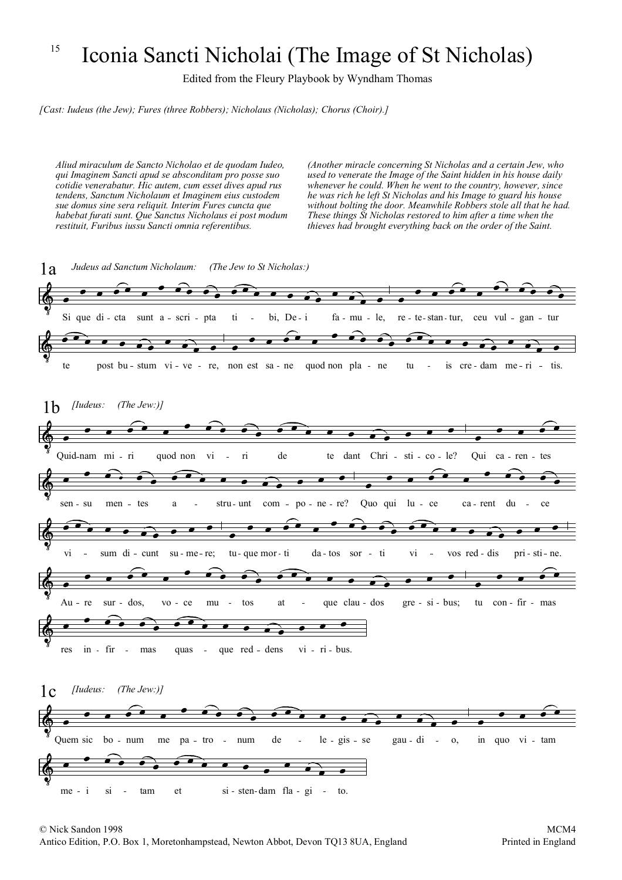# Iconia Sancti Nicholai (The Image of St Nicholas)

Edited from the Fleury Playbook by Wyndham Thomas

*[Cast: Iudeus (the Jew); Fures (three Robbers); Nicholaus (Nicholas); Chorus (Choir).]*

*Aliud miraculum de Sancto Nicholao et de quodam Iudeo, qui Imaginem Sancti apud se absconditam pro posse suo cotidie venerabatur. Hic autem, cum esset dives apud rus tendens, Sanctum Nicholaum et Imaginem eius custodem sue domus sine sera reliquit. Interim Fures cuncta que habebat furati sunt. Que Sanctus Nicholaus ei post modum restituit, Furibus iussu Sancti omnia referentibus.*

*(Another miracle concerning St Nicholas and a certain Jew, who used to venerate the Image of the Saint hidden in his house daily whenever he could. When he went to the country, however, since he was rich he left St Nicholas and his Image to guard his house without bolting the door. Meanwhile Robbers stole all that he had. These things St Nicholas restored to him after a time when the thieves had brought everything back on the order of the Saint.*

## 1a

*Judeus ad Sanctum Nicholaum: (The Jew to St Nicholas:)*

Si que di - cta sunt a - scri - pta ti - bi, De - i fa - mu - le, re - te - stan - tur, ceu vul - gan - tur te post bu - stum vi - ve - re, non est sa - ne quod non pla - ne tu - is cre - dam me - ri - tis.

## 1b

*[Iudeus: (The Jew:)]*

Quid-nam mi - ri quod non vi - ri de te dant Chri - sti - co - le? Qui ca - ren - tes sen - su men - tes a - stru - unt com - po - ne - re? Quo qui lu - ce ca - rent du - ce vi - sum di - cunt su - me - re; tu - que mor - ti da - tos sor - ti vi - vos red - dis pri - sti - ne. Au - re sur - dos, vo - ce mu - tos at - que clau - dos gre - si - bus; tu con - fir - mas res in - fir - mas quas - que red - dens vi - ri - bus.

## 1c

*[Iudeus: (The Jew:)]*

Quem sic bo - num me pa - tro - num de - le - gis - se gau - di - o, in quo vi - tam me - i si - tam et si - sten - dam fla - gi - to.

© Nick Sandon 1998
Antico Edition, P.O. Box 1, Moretonhampstead, Newton Abbot, Devon TQ13 8UA, England

MCM4
Printed in England